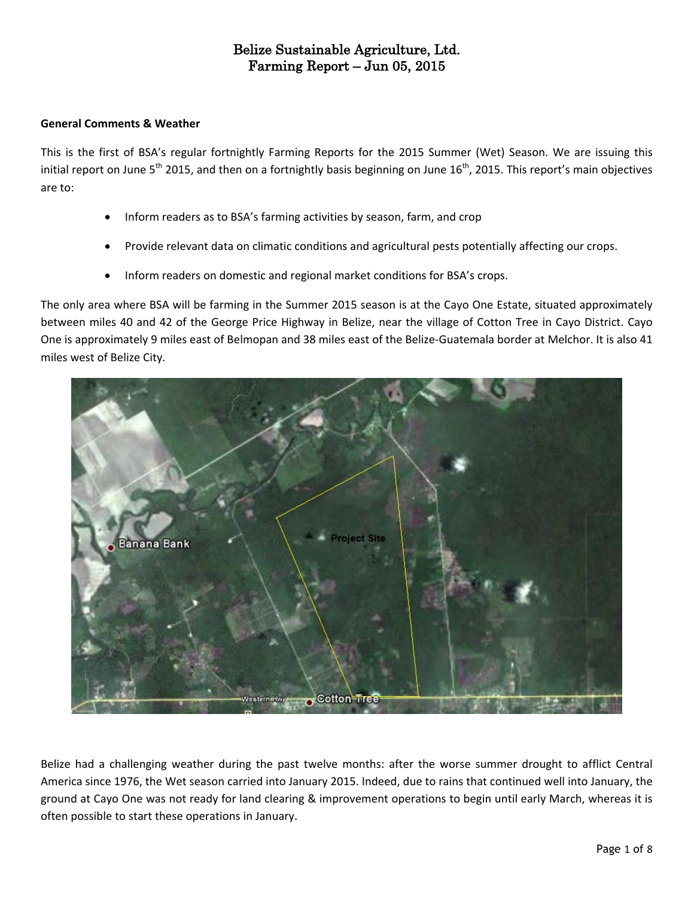# Belize Sustainable Agriculture, Ltd.
# Farming Report – Jun 05, 2015

**General Comments & Weather**

This is the first of BSA's regular fortnightly Farming Reports for the 2015 Summer (Wet) Season. We are issuing this initial report on June 5th 2015, and then on a fortnightly basis beginning on June 16th, 2015. This report's main objectives are to:

- Inform readers as to BSA's farming activities by season, farm, and crop
- Provide relevant data on climatic conditions and agricultural pests potentially affecting our crops.
- Inform readers on domestic and regional market conditions for BSA's crops.

The only area where BSA will be farming in the Summer 2015 season is at the Cayo One Estate, situated approximately between miles 40 and 42 of the George Price Highway in Belize, near the village of Cotton Tree in Cayo District. Cayo One is approximately 9 miles east of Belmopan and 38 miles east of the Belize-Guatemala border at Melchor. It is also 41 miles west of Belize City.

Belize had a challenging weather during the past twelve months: after the worse summer drought to afflict Central America since 1976, the Wet season carried into January 2015. Indeed, due to rains that continued well into January, the ground at Cayo One was not ready for land clearing & improvement operations to begin until early March, whereas it is often possible to start these operations in January.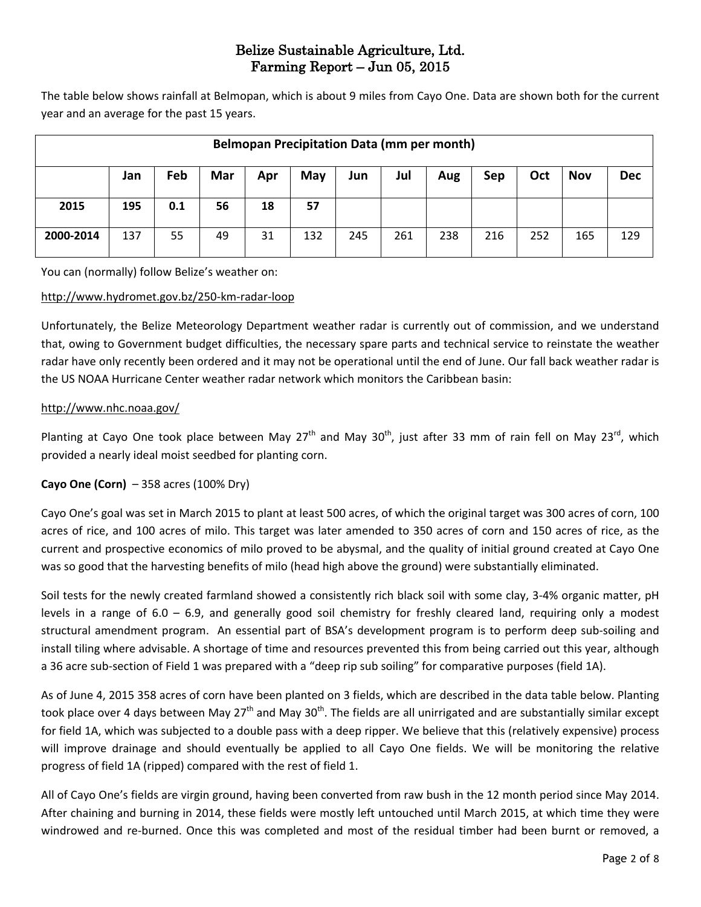# Belize Sustainable Agriculture, Ltd.
## Farming Report – Jun 05, 2015

The table below shows rainfall at Belmopan, which is about 9 miles from Cayo One. Data are shown both for the current year and an average for the past 15 years.

| Belmopan Precipitation Data (mm per month) | | | | | | | | | | | | |
|---|---|---|---|---|---|---|---|---|---|---|---|---|
| | **Jan** | **Feb** | **Mar** | **Apr** | **May** | **Jun** | **Jul** | **Aug** | **Sep** | **Oct** | **Nov** | **Dec** |
| **2015** | **195** | **0.1** | **56** | **18** | **57** | | | | | | | |
| **2000-2014** | 137 | 55 | 49 | 31 | 132 | 245 | 261 | 238 | 216 | 252 | 165 | 129 |

You can (normally) follow Belize's weather on:

http://www.hydromet.gov.bz/250-km-radar-loop

Unfortunately, the Belize Meteorology Department weather radar is currently out of commission, and we understand that, owing to Government budget difficulties, the necessary spare parts and technical service to reinstate the weather radar have only recently been ordered and it may not be operational until the end of June. Our fall back weather radar is the US NOAA Hurricane Center weather radar network which monitors the Caribbean basin:

http://www.nhc.noaa.gov/

Planting at Cayo One took place between May 27th and May 30th, just after 33 mm of rain fell on May 23rd, which provided a nearly ideal moist seedbed for planting corn.

**Cayo One (Corn)** – 358 acres (100% Dry)

Cayo One's goal was set in March 2015 to plant at least 500 acres, of which the original target was 300 acres of corn, 100 acres of rice, and 100 acres of milo. This target was later amended to 350 acres of corn and 150 acres of rice, as the current and prospective economics of milo proved to be abysmal, and the quality of initial ground created at Cayo One was so good that the harvesting benefits of milo (head high above the ground) were substantially eliminated.

Soil tests for the newly created farmland showed a consistently rich black soil with some clay, 3-4% organic matter, pH levels in a range of 6.0 – 6.9, and generally good soil chemistry for freshly cleared land, requiring only a modest structural amendment program. An essential part of BSA's development program is to perform deep sub-soiling and install tiling where advisable. A shortage of time and resources prevented this from being carried out this year, although a 36 acre sub-section of Field 1 was prepared with a "deep rip sub soiling" for comparative purposes (field 1A).

As of June 4, 2015 358 acres of corn have been planted on 3 fields, which are described in the data table below. Planting took place over 4 days between May 27th and May 30th. The fields are all unirrigated and are substantially similar except for field 1A, which was subjected to a double pass with a deep ripper. We believe that this (relatively expensive) process will improve drainage and should eventually be applied to all Cayo One fields. We will be monitoring the relative progress of field 1A (ripped) compared with the rest of field 1.

All of Cayo One's fields are virgin ground, having been converted from raw bush in the 12 month period since May 2014. After chaining and burning in 2014, these fields were mostly left untouched until March 2015, at which time they were windrowed and re-burned. Once this was completed and most of the residual timber had been burnt or removed, a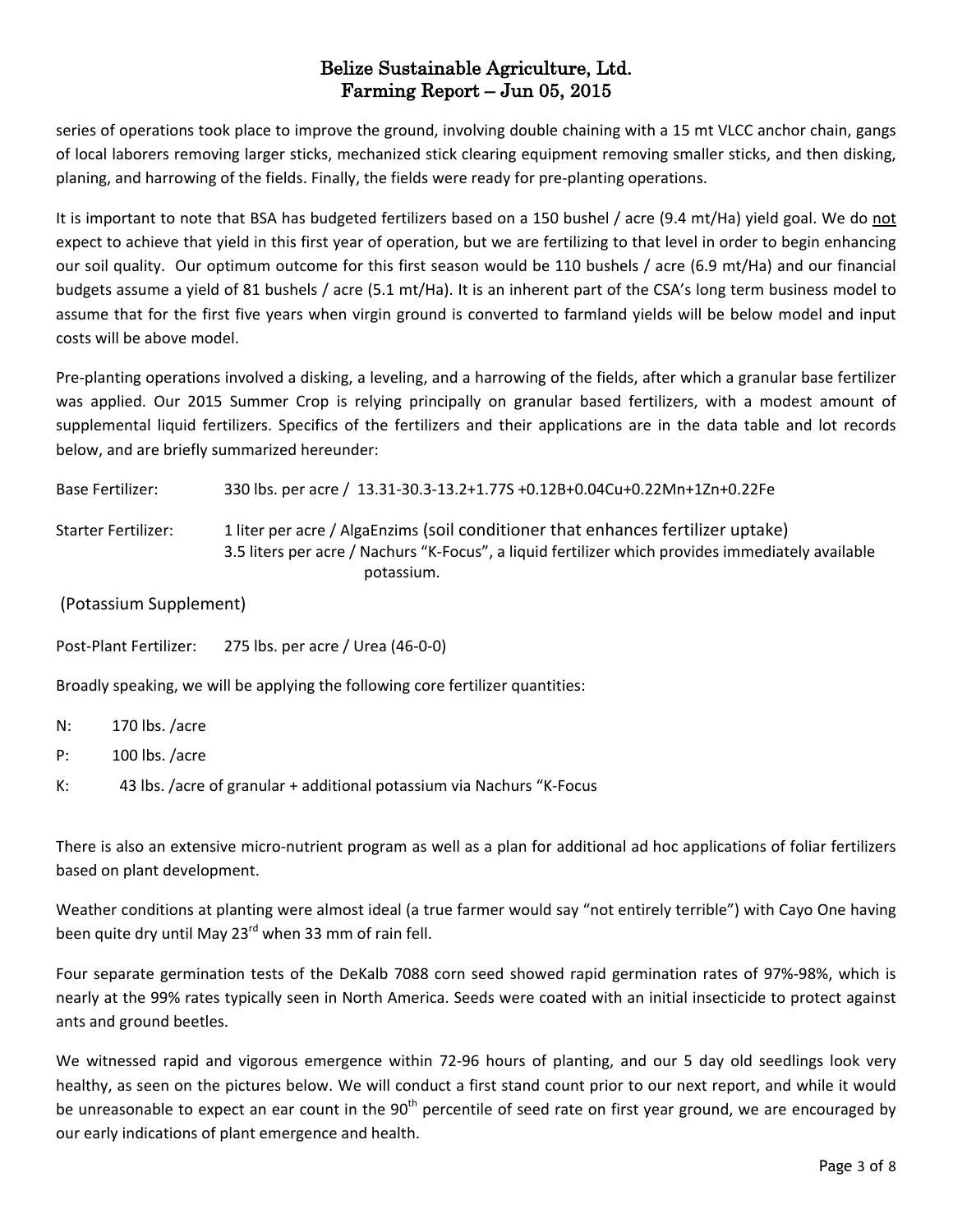series of operations took place to improve the ground, involving double chaining with a 15 mt VLCC anchor chain, gangs of local laborers removing larger sticks, mechanized stick clearing equipment removing smaller sticks, and then disking, planing, and harrowing of the fields. Finally, the fields were ready for pre-planting operations.

It is important to note that BSA has budgeted fertilizers based on a 150 bushel / acre (9.4 mt/Ha) yield goal. We do not expect to achieve that yield in this first year of operation, but we are fertilizing to that level in order to begin enhancing our soil quality. Our optimum outcome for this first season would be 110 bushels / acre (6.9 mt/Ha) and our financial budgets assume a yield of 81 bushels / acre (5.1 mt/Ha). It is an inherent part of the CSA's long term business model to assume that for the first five years when virgin ground is converted to farmland yields will be below model and input costs will be above model.

Pre-planting operations involved a disking, a leveling, and a harrowing of the fields, after which a granular base fertilizer was applied. Our 2015 Summer Crop is relying principally on granular based fertilizers, with a modest amount of supplemental liquid fertilizers. Specifics of the fertilizers and their applications are in the data table and lot records below, and are briefly summarized hereunder:

Base Fertilizer: 330 lbs. per acre / 13.31-30.3-13.2+1.77S +0.12B+0.04Cu+0.22Mn+1Zn+0.22Fe

Starter Fertilizer: 1 liter per acre / AlgaEnzims (soil conditioner that enhances fertilizer uptake)
3.5 liters per acre / Nachurs "K-Focus", a liquid fertilizer which provides immediately available potassium.

(Potassium Supplement)

Post-Plant Fertilizer: 275 lbs. per acre / Urea (46-0-0)

Broadly speaking, we will be applying the following core fertilizer quantities:

- N: 170 lbs. /acre
- P: 100 lbs. /acre
- K: 43 lbs. /acre of granular + additional potassium via Nachurs "K-Focus

There is also an extensive micro-nutrient program as well as a plan for additional ad hoc applications of foliar fertilizers based on plant development.

Weather conditions at planting were almost ideal (a true farmer would say "not entirely terrible") with Cayo One having been quite dry until May 23rd when 33 mm of rain fell.

Four separate germination tests of the DeKalb 7088 corn seed showed rapid germination rates of 97%-98%, which is nearly at the 99% rates typically seen in North America. Seeds were coated with an initial insecticide to protect against ants and ground beetles.

We witnessed rapid and vigorous emergence within 72-96 hours of planting, and our 5 day old seedlings look very healthy, as seen on the pictures below. We will conduct a first stand count prior to our next report, and while it would be unreasonable to expect an ear count in the 90th percentile of seed rate on first year ground, we are encouraged by our early indications of plant emergence and health.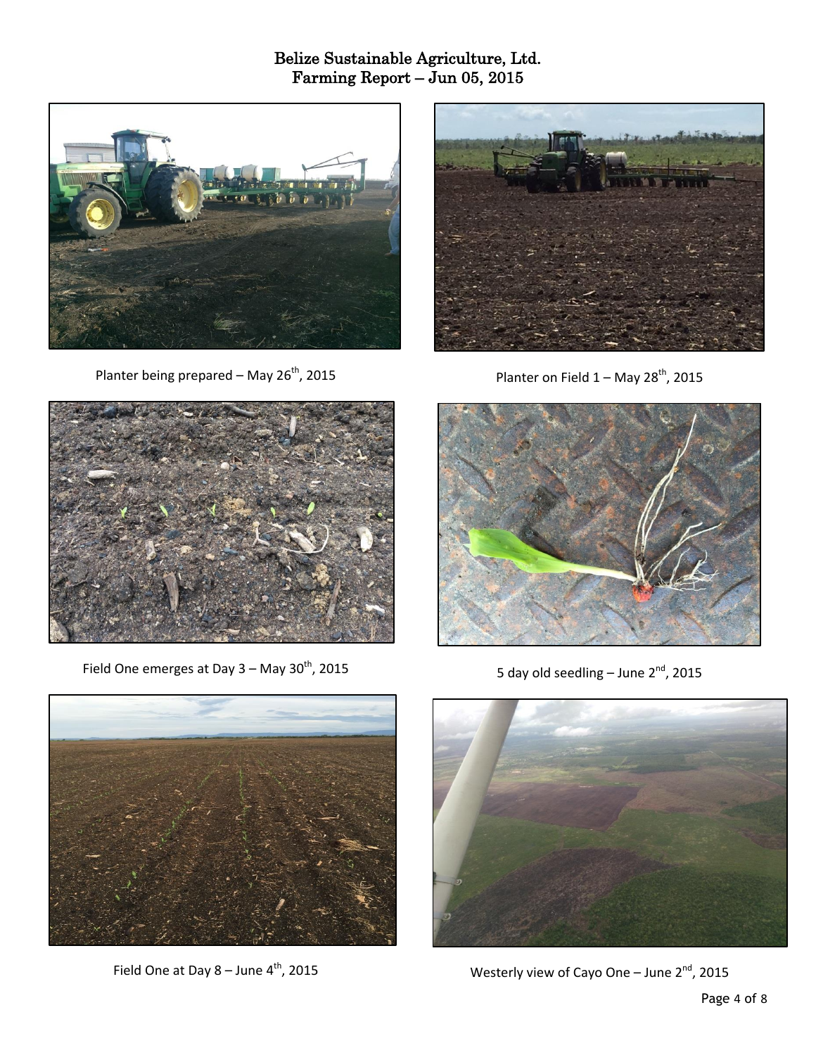Belize Sustainable Agriculture, Ltd.
Farming Report – Jun 05, 2015

Planter being prepared – May 26th, 2015

Planter on Field 1 – May 28th, 2015

Field One emerges at Day 3 – May 30th, 2015

5 day old seedling – June 2nd, 2015

Field One at Day 8 – June 4th, 2015

Westerly view of Cayo One – June 2nd, 2015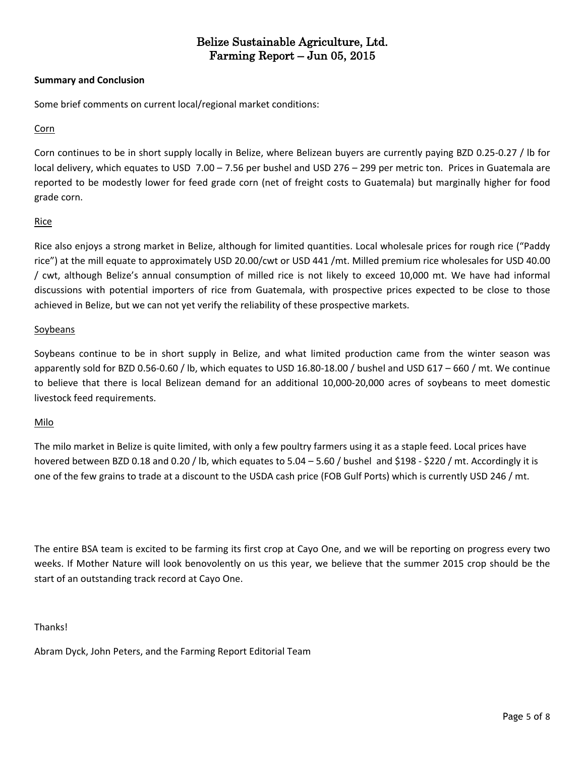**Summary and Conclusion**

Some brief comments on current local/regional market conditions:

Corn

Corn continues to be in short supply locally in Belize, where Belizean buyers are currently paying BZD 0.25-0.27 / lb for local delivery, which equates to USD 7.00 – 7.56 per bushel and USD 276 – 299 per metric ton. Prices in Guatemala are reported to be modestly lower for feed grade corn (net of freight costs to Guatemala) but marginally higher for food grade corn.

Rice

Rice also enjoys a strong market in Belize, although for limited quantities. Local wholesale prices for rough rice ("Paddy rice") at the mill equate to approximately USD 20.00/cwt or USD 441 /mt. Milled premium rice wholesales for USD 40.00 / cwt, although Belize's annual consumption of milled rice is not likely to exceed 10,000 mt. We have had informal discussions with potential importers of rice from Guatemala, with prospective prices expected to be close to those achieved in Belize, but we can not yet verify the reliability of these prospective markets.

Soybeans

Soybeans continue to be in short supply in Belize, and what limited production came from the winter season was apparently sold for BZD 0.56-0.60 / lb, which equates to USD 16.80-18.00 / bushel and USD 617 – 660 / mt. We continue to believe that there is local Belizean demand for an additional 10,000-20,000 acres of soybeans to meet domestic livestock feed requirements.

Milo

The milo market in Belize is quite limited, with only a few poultry farmers using it as a staple feed. Local prices have hovered between BZD 0.18 and 0.20 / lb, which equates to 5.04 – 5.60 / bushel and $198 - $220 / mt. Accordingly it is one of the few grains to trade at a discount to the USDA cash price (FOB Gulf Ports) which is currently USD 246 / mt.

The entire BSA team is excited to be farming its first crop at Cayo One, and we will be reporting on progress every two weeks. If Mother Nature will look benovolently on us this year, we believe that the summer 2015 crop should be the start of an outstanding track record at Cayo One.

Thanks!

Abram Dyck, John Peters, and the Farming Report Editorial Team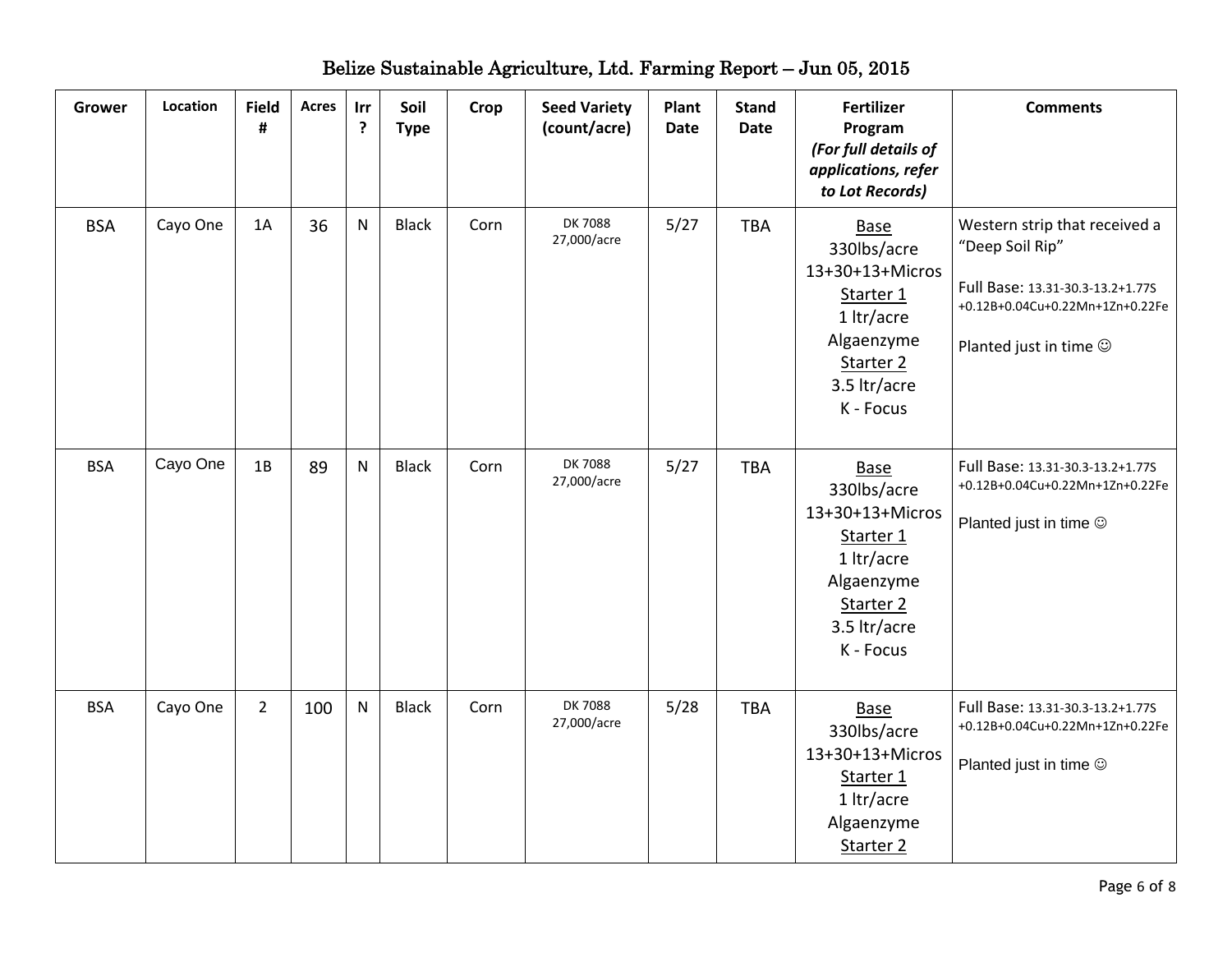# Belize Sustainable Agriculture, Ltd. Farming Report – Jun 05, 2015

| Grower | Location | Field # | Acres | Irr ? | Soil Type | Crop | Seed Variety (count/acre) | Plant Date | Stand Date | Fertilizer Program *(For full details of applications, refer to Lot Records)* | Comments |
|---|---|---|---|---|---|---|---|---|---|---|---|
| BSA | Cayo One | 1A | 36 | N | Black | Corn | DK 7088 27,000/acre | 5/27 | TBA | <u>Base</u> 330lbs/acre 13+30+13+Micros <u>Starter 1</u> 1 ltr/acre Algaenzyme <u>Starter 2</u> 3.5 ltr/acre K - Focus | Western strip that received a "Deep Soil Rip"<br><br>Full Base: 13.31-30.3-13.2+1.77S +0.12B+0.04Cu+0.22Mn+1Zn+0.22Fe<br><br>Planted just in time ☺ |
| BSA | Cayo One | 1B | 89 | N | Black | Corn | DK 7088 27,000/acre | 5/27 | TBA | <u>Base</u> 330lbs/acre 13+30+13+Micros <u>Starter 1</u> 1 ltr/acre Algaenzyme <u>Starter 2</u> 3.5 ltr/acre K - Focus | Full Base: 13.31-30.3-13.2+1.77S +0.12B+0.04Cu+0.22Mn+1Zn+0.22Fe<br><br>Planted just in time ☺ |
| BSA | Cayo One | 2 | 100 | N | Black | Corn | DK 7088 27,000/acre | 5/28 | TBA | <u>Base</u> 330lbs/acre 13+30+13+Micros <u>Starter 1</u> 1 ltr/acre Algaenzyme <u>Starter 2</u> | Full Base: 13.31-30.3-13.2+1.77S +0.12B+0.04Cu+0.22Mn+1Zn+0.22Fe<br><br>Planted just in time ☺ |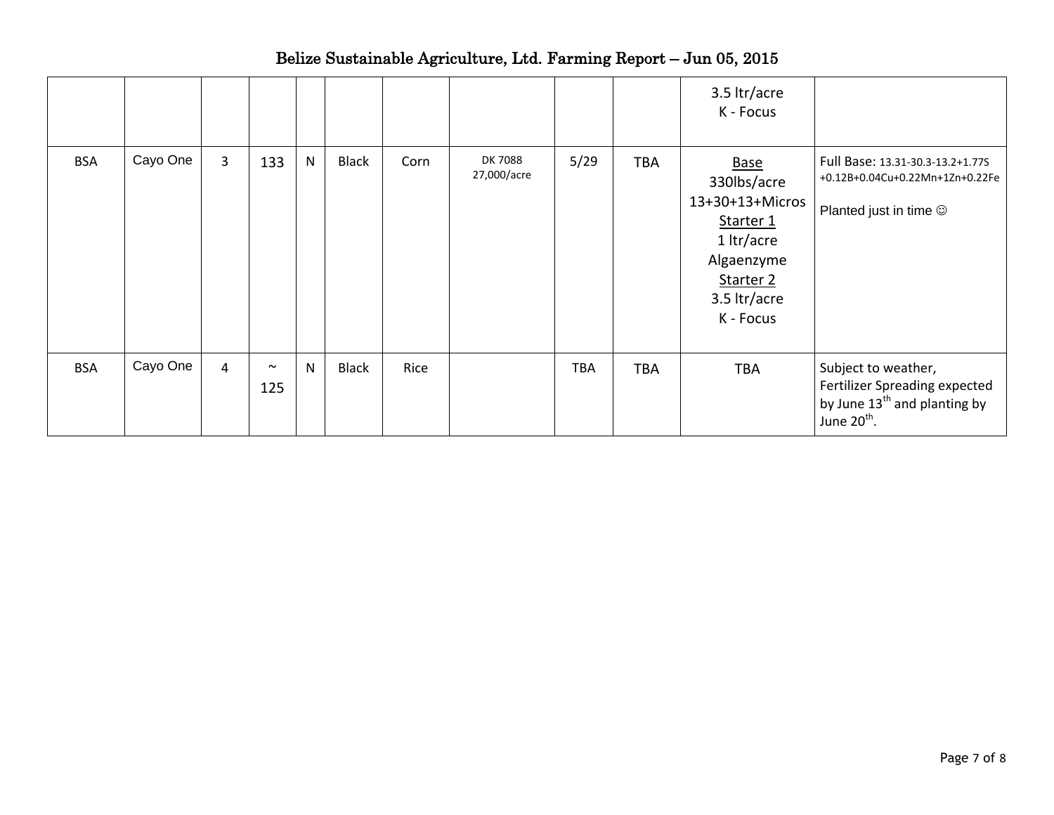# Belize Sustainable Agriculture, Ltd. Farming Report – Jun 05, 2015

| | | | | | | | | | | | |
|---|---|---|---|---|---|---|---|---|---|---|---|
| | | | | | | | | | | 3.5 ltr/acre K - Focus | |
| BSA | Cayo One | 3 | 133 | N | Black | Corn | DK 7088 27,000/acre | 5/29 | TBA | Base 330lbs/acre 13+30+13+Micros Starter 1 1 ltr/acre Algaenzyme Starter 2 3.5 ltr/acre K - Focus | Full Base: 13.31-30.3-13.2+1.77S +0.12B+0.04Cu+0.22Mn+1Zn+0.22Fe Planted just in time ☺ |
| BSA | Cayo One | 4 | ~ 125 | N | Black | Rice | | TBA | TBA | TBA | Subject to weather, Fertilizer Spreading expected by June 13th and planting by June 20th. |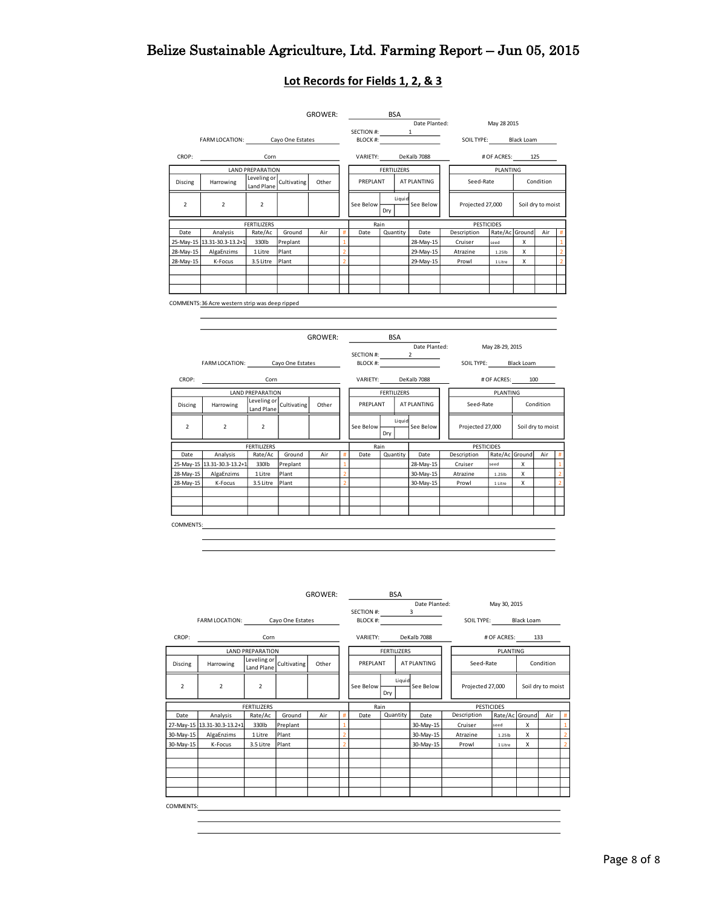# Belize Sustainable Agriculture, Ltd. Farming Report – Jun 05, 2015

## Lot Records for Fields 1, 2, & 3

GROWER: BSA

Date Planted: May 28 2015

SECTION #: 1

FARM LOCATION: Cayo One Estates

BLOCK #:

SOIL TYPE: Black Loam

CROP: Corn

VARIETY: DeKalb 7088

# OF ACRES: 125

| LAND PREPARATION | | | | | FERTILIZERS | | | PLANTING | |
|---|---|---|---|---|---|---|---|---|---|
| Discing | Harrowing | Leveling or Land Plane | Cultivating | Other | PREPLANT | | AT PLANTING | Seed-Rate | Condition |
| 2 | 2 | 2 | | | See Below | Liquid / Dry | See Below | Projected 27,000 | Soil dry to moist |

| FERTILIZERS | | | | | | Rain | | PESTICIDES | | | | | |
|---|---|---|---|---|---|---|---|---|---|---|---|---|---|
| Date | Analysis | Rate/Ac | Ground | Air | # | Date | Quantity | Date | Description | Rate/Ac | Ground | Air | # |
| 25-May-15 | 13.31-30.3-13.2+1 | 330lb | Preplant | | 1 | | | 28-May-15 | Cruiser | seed | X | | 1 |
| 28-May-15 | AlgaEnzims | 1 Litre | Plant | | 2 | | | 29-May-15 | Atrazine | 1.25lb | X | | 2 |
| 28-May-15 | K-Focus | 3.5 Litre | Plant | | 2 | | | 29-May-15 | Prowl | 1 Litre | X | | 2 |

COMMENTS: 36 Acre western strip was deep ripped

GROWER: BSA

Date Planted: May 28-29, 2015

SECTION #: 2

FARM LOCATION: Cayo One Estates

BLOCK #:

SOIL TYPE: Black Loam

CROP: Corn

VARIETY: DeKalb 7088

# OF ACRES: 100

| LAND PREPARATION | | | | | FERTILIZERS | | | PLANTING | |
|---|---|---|---|---|---|---|---|---|---|
| Discing | Harrowing | Leveling or Land Plane | Cultivating | Other | PREPLANT | | AT PLANTING | Seed-Rate | Condition |
| 2 | 2 | 2 | | | See Below | Liquid / Dry | See Below | Projected 27,000 | Soil dry to moist |

| FERTILIZERS | | | | | | Rain | | PESTICIDES | | | | | |
|---|---|---|---|---|---|---|---|---|---|---|---|---|---|
| Date | Analysis | Rate/Ac | Ground | Air | # | Date | Quantity | Date | Description | Rate/Ac | Ground | Air | # |
| 25-May-15 | 13.31-30.3-13.2+1 | 330lb | Preplant | | 1 | | | 28-May-15 | Cruiser | seed | X | | 1 |
| 28-May-15 | AlgaEnzims | 1 Litre | Plant | | 2 | | | 30-May-15 | Atrazine | 1.25lb | X | | 2 |
| 28-May-15 | K-Focus | 3.5 Litre | Plant | | 2 | | | 30-May-15 | Prowl | 1 Litre | X | | 2 |

COMMENTS:

GROWER: BSA

Date Planted: May 30, 2015

SECTION #: 3

FARM LOCATION: Cayo One Estates

BLOCK #:

SOIL TYPE: Black Loam

CROP: Corn

VARIETY: DeKalb 7088

# OF ACRES: 133

| LAND PREPARATION | | | | | FERTILIZERS | | | PLANTING | |
|---|---|---|---|---|---|---|---|---|---|
| Discing | Harrowing | Leveling or Land Plane | Cultivating | Other | PREPLANT | | AT PLANTING | Seed-Rate | Condition |
| 2 | 2 | 2 | | | See Below | Liquid / Dry | See Below | Projected 27,000 | Soil dry to moist |

| FERTILIZERS | | | | | | Rain | | PESTICIDES | | | | | |
|---|---|---|---|---|---|---|---|---|---|---|---|---|---|
| Date | Analysis | Rate/Ac | Ground | Air | # | Date | Quantity | Date | Description | Rate/Ac | Ground | Air | # |
| 27-May-15 | 13.31-30.3-13.2+1 | 330lb | Preplant | | 1 | | | 30-May-15 | Cruiser | seed | X | | 1 |
| 30-May-15 | AlgaEnzims | 1 Litre | Plant | | 2 | | | 30-May-15 | Atrazine | 1.25lb | X | | 2 |
| 30-May-15 | K-Focus | 3.5 Litre | Plant | | 2 | | | 30-May-15 | Prowl | 1 Litre | X | | 2 |

COMMENTS: